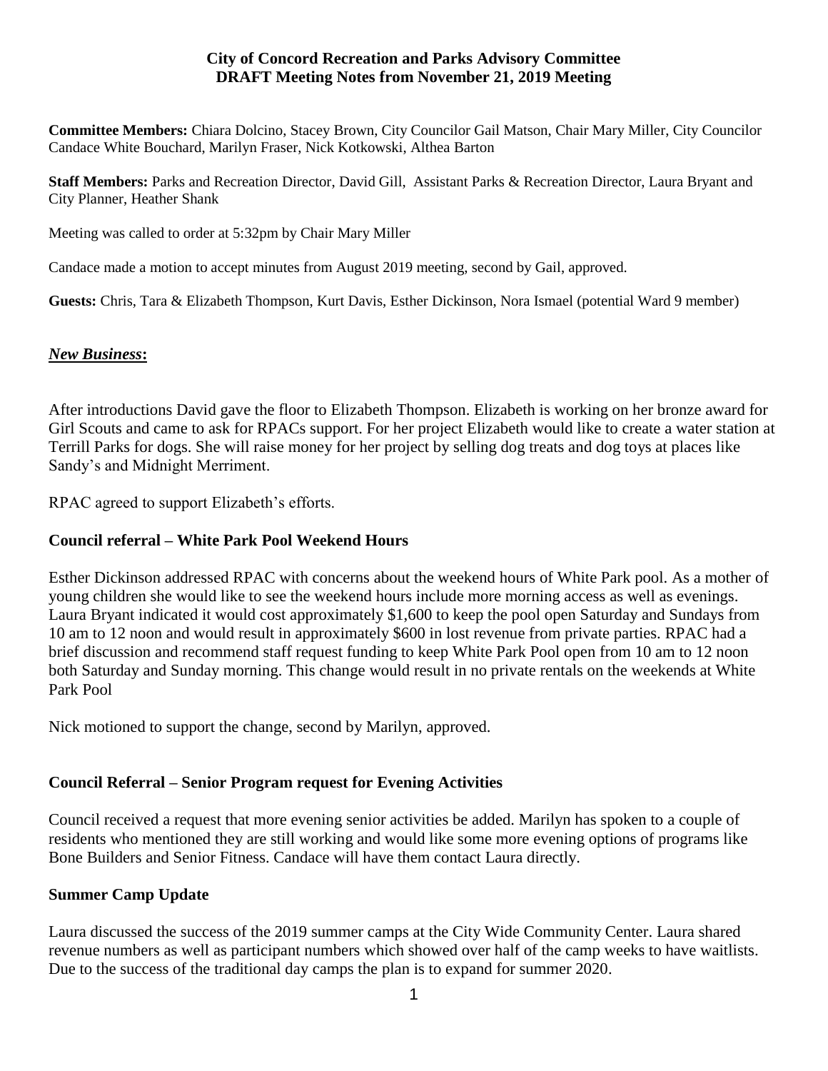**City of Concord Recreation and Parks Advisory Committee**
**DRAFT Meeting Notes from November 21, 2019 Meeting**

**Committee Members:** Chiara Dolcino, Stacey Brown, City Councilor Gail Matson, Chair Mary Miller, City Councilor Candace White Bouchard, Marilyn Fraser, Nick Kotkowski, Althea Barton

**Staff Members:** Parks and Recreation Director, David Gill, Assistant Parks & Recreation Director, Laura Bryant and City Planner, Heather Shank

Meeting was called to order at 5:32pm by Chair Mary Miller

Candace made a motion to accept minutes from August 2019 meeting, second by Gail, approved.

**Guests:** Chris, Tara & Elizabeth Thompson, Kurt Davis, Esther Dickinson, Nora Ismael (potential Ward 9 member)

## ***New Business*:**

After introductions David gave the floor to Elizabeth Thompson. Elizabeth is working on her bronze award for Girl Scouts and came to ask for RPACs support. For her project Elizabeth would like to create a water station at Terrill Parks for dogs. She will raise money for her project by selling dog treats and dog toys at places like Sandy's and Midnight Merriment.

RPAC agreed to support Elizabeth's efforts.

### **Council referral – White Park Pool Weekend Hours**

Esther Dickinson addressed RPAC with concerns about the weekend hours of White Park pool. As a mother of young children she would like to see the weekend hours include more morning access as well as evenings. Laura Bryant indicated it would cost approximately $1,600 to keep the pool open Saturday and Sundays from 10 am to 12 noon and would result in approximately $600 in lost revenue from private parties. RPAC had a brief discussion and recommend staff request funding to keep White Park Pool open from 10 am to 12 noon both Saturday and Sunday morning. This change would result in no private rentals on the weekends at White Park Pool

Nick motioned to support the change, second by Marilyn, approved.

### **Council Referral – Senior Program request for Evening Activities**

Council received a request that more evening senior activities be added. Marilyn has spoken to a couple of residents who mentioned they are still working and would like some more evening options of programs like Bone Builders and Senior Fitness. Candace will have them contact Laura directly.

### **Summer Camp Update**

Laura discussed the success of the 2019 summer camps at the City Wide Community Center. Laura shared revenue numbers as well as participant numbers which showed over half of the camp weeks to have waitlists. Due to the success of the traditional day camps the plan is to expand for summer 2020.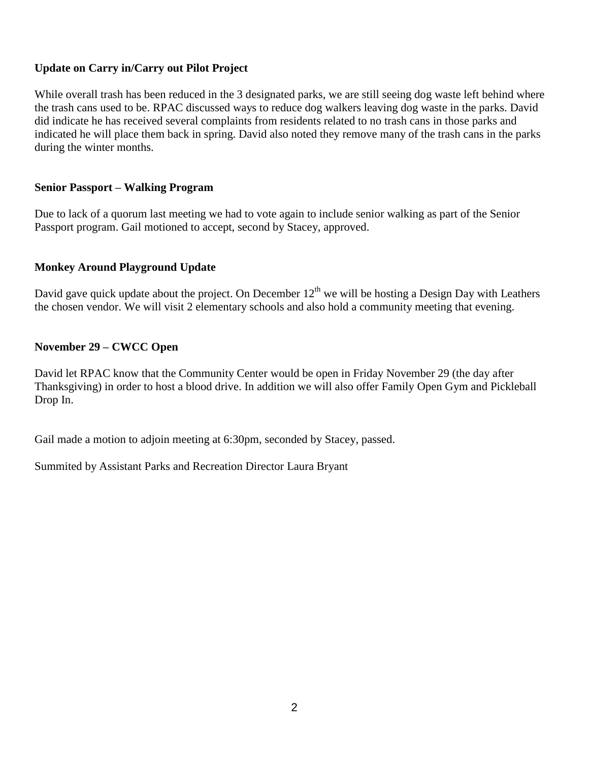**Update on Carry in/Carry out Pilot Project**

While overall trash has been reduced in the 3 designated parks, we are still seeing dog waste left behind where the trash cans used to be. RPAC discussed ways to reduce dog walkers leaving dog waste in the parks. David did indicate he has received several complaints from residents related to no trash cans in those parks and indicated he will place them back in spring. David also noted they remove many of the trash cans in the parks during the winter months.

**Senior Passport – Walking Program**

Due to lack of a quorum last meeting we had to vote again to include senior walking as part of the Senior Passport program. Gail motioned to accept, second by Stacey, approved.

**Monkey Around Playground Update**

David gave quick update about the project. On December 12th we will be hosting a Design Day with Leathers the chosen vendor. We will visit 2 elementary schools and also hold a community meeting that evening.

**November 29 – CWCC Open**

David let RPAC know that the Community Center would be open in Friday November 29 (the day after Thanksgiving) in order to host a blood drive. In addition we will also offer Family Open Gym and Pickleball Drop In.

Gail made a motion to adjoin meeting at 6:30pm, seconded by Stacey, passed.

Summited by Assistant Parks and Recreation Director Laura Bryant